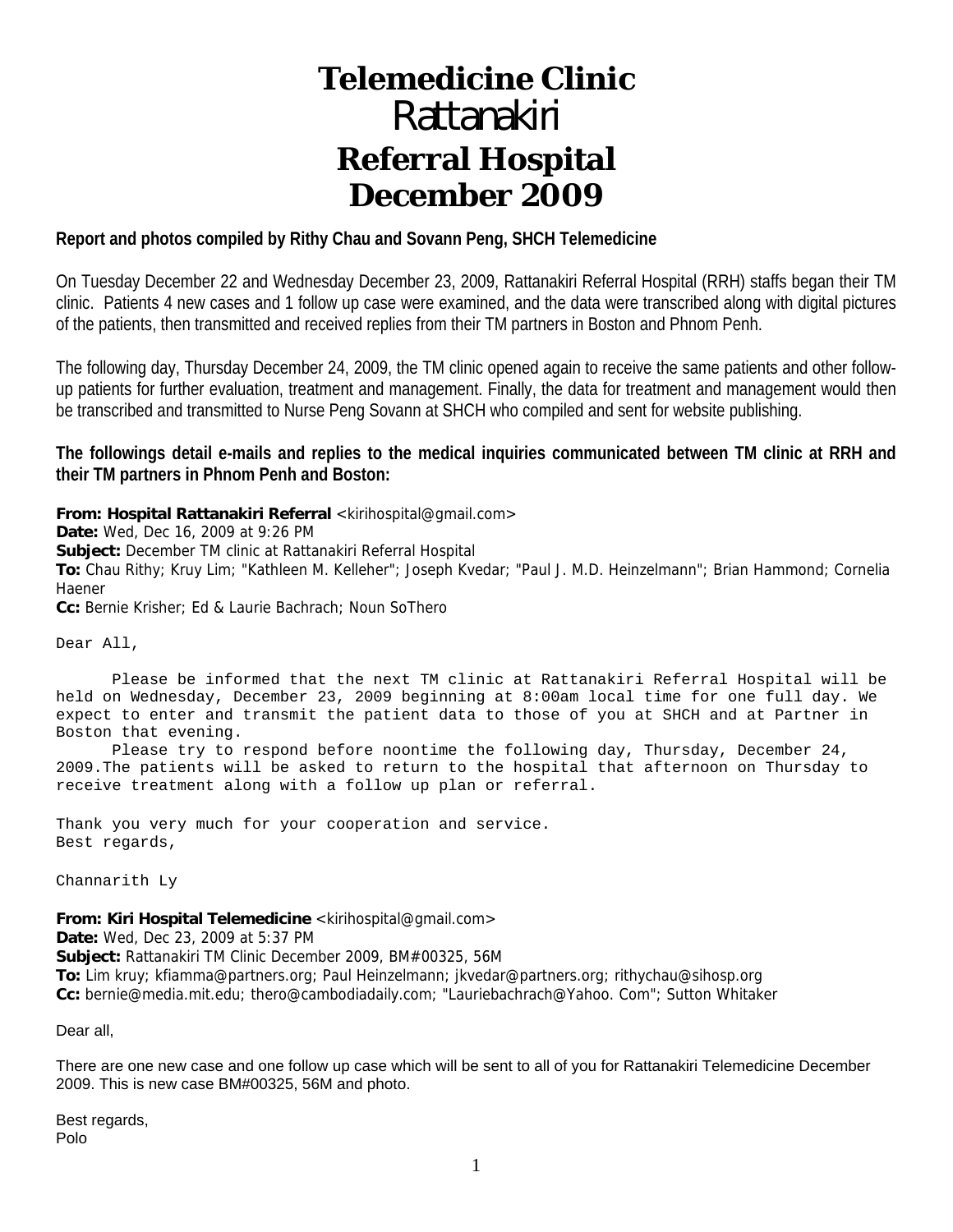# Telemedicine Clinic
# *Rattanakiri*
# Referral Hospital
# December 2009

**Report and photos compiled by Rithy Chau and Sovann Peng, SHCH Telemedicine**

On Tuesday December 22 and Wednesday December 23, 2009, Rattanakiri Referral Hospital (RRH) staffs began their TM clinic. Patients 4 new cases and 1 follow up case were examined, and the data were transcribed along with digital pictures of the patients, then transmitted and received replies from their TM partners in Boston and Phnom Penh.

The following day, Thursday December 24, 2009, the TM clinic opened again to receive the same patients and other follow-up patients for further evaluation, treatment and management. Finally, the data for treatment and management would then be transcribed and transmitted to Nurse Peng Sovann at SHCH who compiled and sent for website publishing.

**The followings detail e-mails and replies to the medical inquiries communicated between TM clinic at RRH and their TM partners in Phnom Penh and Boston:**

**From: Hospital Rattanakiri Referral** <kirihospital@gmail.com>
**Date:** Wed, Dec 16, 2009 at 9:26 PM
**Subject:** December TM clinic at Rattanakiri Referral Hospital
**To:** Chau Rithy; Kruy Lim; "Kathleen M. Kelleher"; Joseph Kvedar; "Paul J. M.D. Heinzelmann"; Brian Hammond; Cornelia Haener
**Cc:** Bernie Krisher; Ed & Laurie Bachrach; Noun SoThero

Dear All,

Please be informed that the next TM clinic at Rattanakiri Referral Hospital will be held on Wednesday, December 23, 2009 beginning at 8:00am local time for one full day. We expect to enter and transmit the patient data to those of you at SHCH and at Partner in Boston that evening.

Please try to respond before noontime the following day, Thursday, December 24, 2009.The patients will be asked to return to the hospital that afternoon on Thursday to receive treatment along with a follow up plan or referral.

Thank you very much for your cooperation and service.
Best regards,

Channarith Ly

**From: Kiri Hospital Telemedicine** <kirihospital@gmail.com>
**Date:** Wed, Dec 23, 2009 at 5:37 PM
**Subject:** Rattanakiri TM Clinic December 2009, BM#00325, 56M
**To:** Lim kruy; kfiamma@partners.org; Paul Heinzelmann; jkvedar@partners.org; rithychau@sihosp.org
**Cc:** bernie@media.mit.edu; thero@cambodiadaily.com; "Lauriebachrach@Yahoo. Com"; Sutton Whitaker

Dear all,

There are one new case and one follow up case which will be sent to all of you for Rattanakiri Telemedicine December 2009. This is new case BM#00325, 56M and photo.

Best regards,
Polo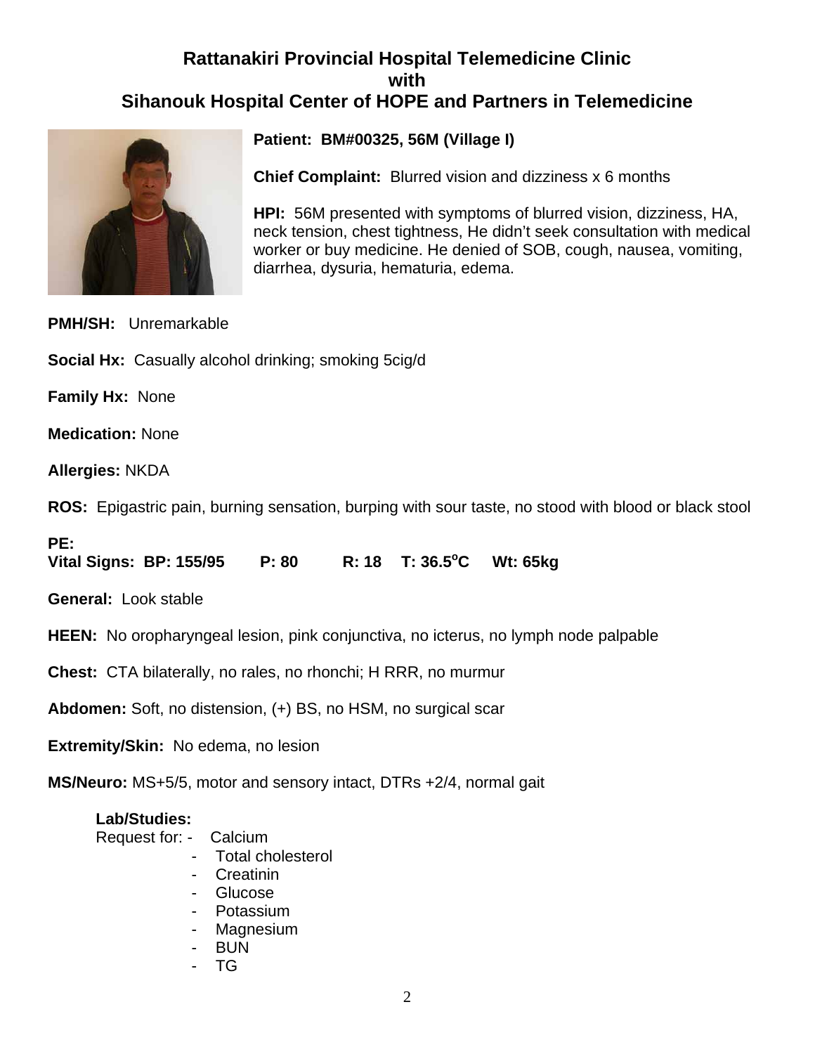# Rattanakiri Provincial Hospital Telemedicine Clinic
# with
# Sihanouk Hospital Center of HOPE and Partners in Telemedicine

**Patient: BM#00325, 56M (Village I)**

**Chief Complaint:** Blurred vision and dizziness x 6 months

**HPI:** 56M presented with symptoms of blurred vision, dizziness, HA, neck tension, chest tightness, He didn't seek consultation with medical worker or buy medicine. He denied of SOB, cough, nausea, vomiting, diarrhea, dysuria, hematuria, edema.

**PMH/SH:** Unremarkable

**Social Hx:** Casually alcohol drinking; smoking 5cig/d

**Family Hx:** None

**Medication:** None

**Allergies:** NKDA

**ROS:** Epigastric pain, burning sensation, burping with sour taste, no stood with blood or black stool

**PE:**

**Vital Signs: BP: 155/95 P: 80 R: 18 T: 36.5°C Wt: 65kg**

**General:** Look stable

**HEEN:** No oropharyngeal lesion, pink conjunctiva, no icterus, no lymph node palpable

**Chest:** CTA bilaterally, no rales, no rhonchi; H RRR, no murmur

**Abdomen:** Soft, no distension, (+) BS, no HSM, no surgical scar

**Extremity/Skin:** No edema, no lesion

**MS/Neuro:** MS+5/5, motor and sensory intact, DTRs +2/4, normal gait

**Lab/Studies:**

Request for:
- Calcium
- Total cholesterol
- Creatinin
- Glucose
- Potassium
- Magnesium
- BUN
- TG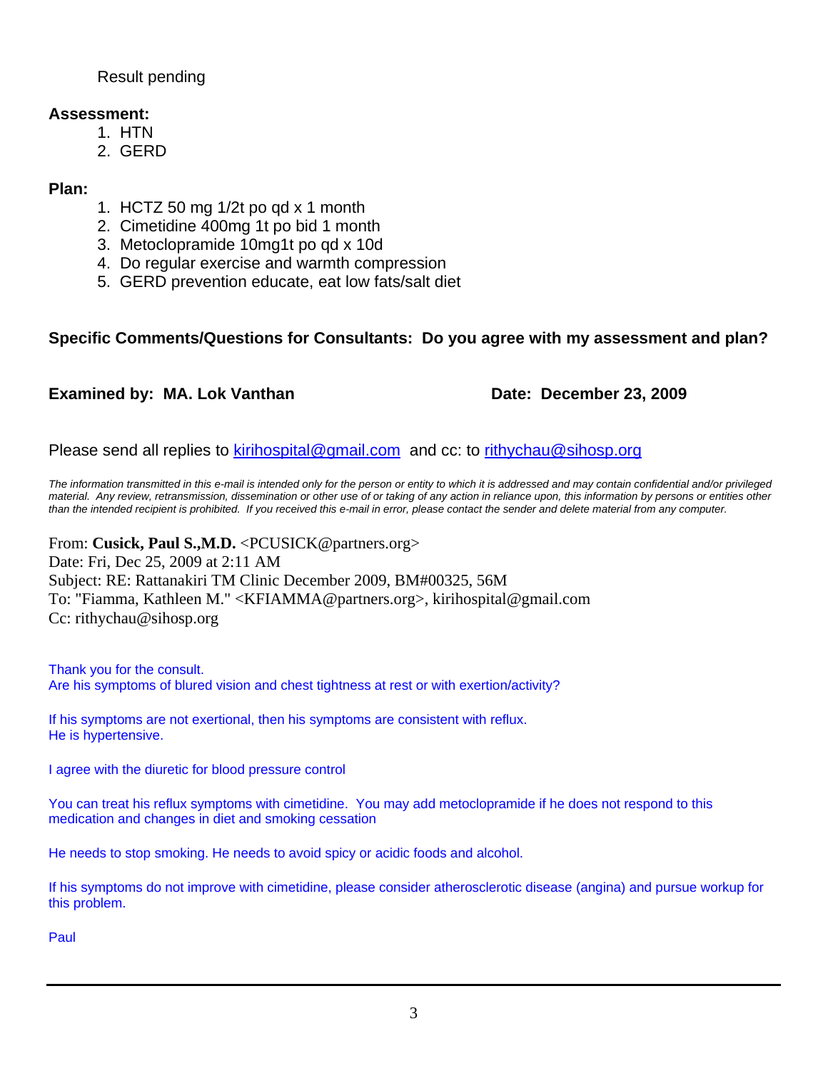Result pending

**Assessment:**

1. HTN
2. GERD

**Plan:**

1. HCTZ 50 mg 1/2t po qd x 1 month
2. Cimetidine 400mg 1t po bid 1 month
3. Metoclopramide 10mg1t po qd x 10d
4. Do regular exercise and warmth compression
5. GERD prevention educate, eat low fats/salt diet

**Specific Comments/Questions for Consultants: Do you agree with my assessment and plan?**

**Examined by: MA. Lok Vanthan** **Date: December 23, 2009**

Please send all replies to kirihospital@gmail.com and cc: to rithychau@sihosp.org

*The information transmitted in this e-mail is intended only for the person or entity to which it is addressed and may contain confidential and/or privileged material. Any review, retransmission, dissemination or other use of or taking of any action in reliance upon, this information by persons or entities other than the intended recipient is prohibited. If you received this e-mail in error, please contact the sender and delete material from any computer.*

From: **Cusick, Paul S.,M.D.** <PCUSICK@partners.org>
Date: Fri, Dec 25, 2009 at 2:11 AM
Subject: RE: Rattanakiri TM Clinic December 2009, BM#00325, 56M
To: "Fiamma, Kathleen M." <KFIAMMA@partners.org>, kirihospital@gmail.com
Cc: rithychau@sihosp.org

Thank you for the consult.
Are his symptoms of blured vision and chest tightness at rest or with exertion/activity?

If his symptoms are not exertional, then his symptoms are consistent with reflux.
He is hypertensive.

I agree with the diuretic for blood pressure control

You can treat his reflux symptoms with cimetidine. You may add metoclopramide if he does not respond to this medication and changes in diet and smoking cessation

He needs to stop smoking. He needs to avoid spicy or acidic foods and alcohol.

If his symptoms do not improve with cimetidine, please consider atherosclerotic disease (angina) and pursue workup for this problem.

Paul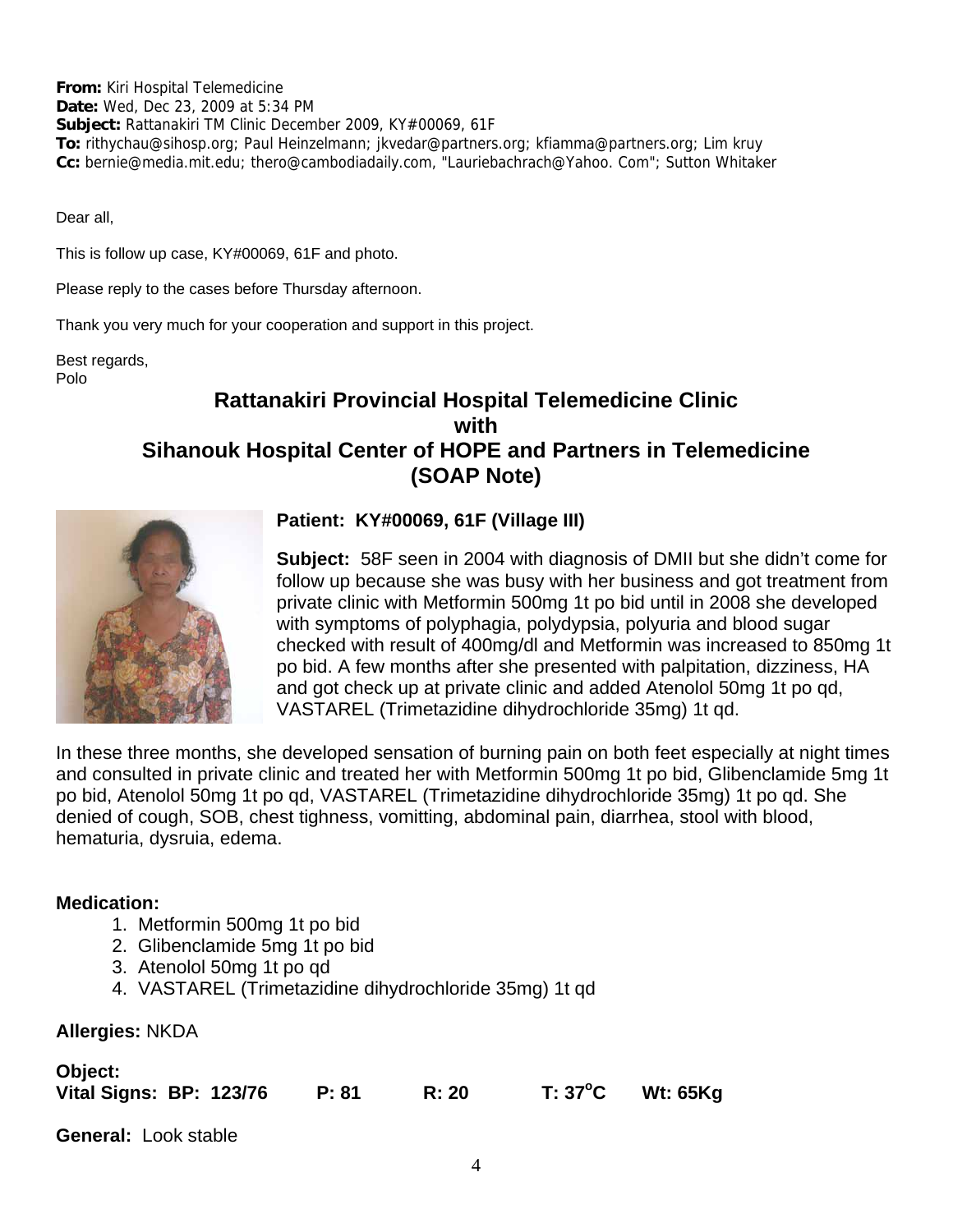**From:** Kiri Hospital Telemedicine
**Date:** Wed, Dec 23, 2009 at 5:34 PM
**Subject:** Rattanakiri TM Clinic December 2009, KY#00069, 61F
**To:** rithychau@sihosp.org; Paul Heinzelmann; jkvedar@partners.org; kfiamma@partners.org; Lim kruy
**Cc:** bernie@media.mit.edu; thero@cambodiadaily.com, "Lauriebachrach@Yahoo. Com"; Sutton Whitaker

Dear all,

This is follow up case, KY#00069, 61F and photo.

Please reply to the cases before Thursday afternoon.

Thank you very much for your cooperation and support in this project.

Best regards,
Polo

## Rattanakiri Provincial Hospital Telemedicine Clinic with Sihanouk Hospital Center of HOPE and Partners in Telemedicine (SOAP Note)

**Patient: KY#00069, 61F (Village III)**

**Subject:** 58F seen in 2004 with diagnosis of DMII but she didn't come for follow up because she was busy with her business and got treatment from private clinic with Metformin 500mg 1t po bid until in 2008 she developed with symptoms of polyphagia, polydypsia, polyuria and blood sugar checked with result of 400mg/dl and Metformin was increased to 850mg 1t po bid. A few months after she presented with palpitation, dizziness, HA and got check up at private clinic and added Atenolol 50mg 1t po qd, VASTAREL (Trimetazidine dihydrochloride 35mg) 1t qd.

In these three months, she developed sensation of burning pain on both feet especially at night times and consulted in private clinic and treated her with Metformin 500mg 1t po bid, Glibenclamide 5mg 1t po bid, Atenolol 50mg 1t po qd, VASTAREL (Trimetazidine dihydrochloride 35mg) 1t po qd. She denied of cough, SOB, chest tighness, vomitting, abdominal pain, diarrhea, stool with blood, hematuria, dysruia, edema.

**Medication:**

1. Metformin 500mg 1t po bid
2. Glibenclamide 5mg 1t po bid
3. Atenolol 50mg 1t po qd
4. VASTAREL (Trimetazidine dihydrochloride 35mg) 1t qd

**Allergies:** NKDA

**Object:**
**Vital Signs: BP: 123/76 P: 81 R: 20 T: 37°C Wt: 65Kg**

**General:** Look stable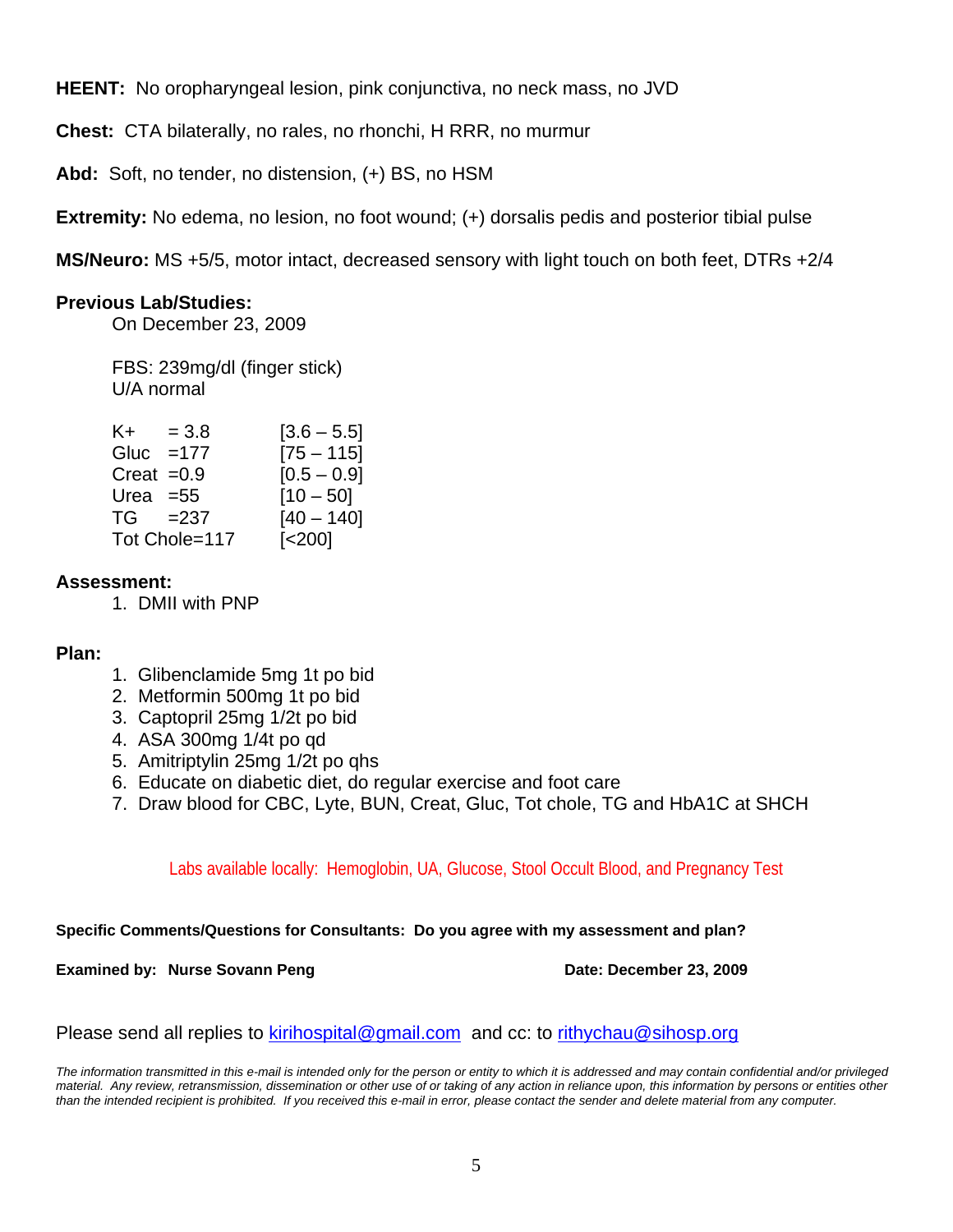**HEENT:** No oropharyngeal lesion, pink conjunctiva, no neck mass, no JVD

**Chest:** CTA bilaterally, no rales, no rhonchi, H RRR, no murmur

**Abd:** Soft, no tender, no distension, (+) BS, no HSM

**Extremity:** No edema, no lesion, no foot wound; (+) dorsalis pedis and posterior tibial pulse

**MS/Neuro:** MS +5/5, motor intact, decreased sensory with light touch on both feet, DTRs +2/4

**Previous Lab/Studies:**

On December 23, 2009

FBS: 239mg/dl (finger stick)
U/A normal

| Test | Result | Reference |
|---|---|---|
| K+ | = 3.8 | [3.6 – 5.5] |
| Gluc | =177 | [75 – 115] |
| Creat | =0.9 | [0.5 – 0.9] |
| Urea | =55 | [10 – 50] |
| TG | =237 | [40 – 140] |
| Tot Chole | =117 | [<200] |

**Assessment:**

1. DMII with PNP

**Plan:**

1. Glibenclamide 5mg 1t po bid
2. Metformin 500mg 1t po bid
3. Captopril 25mg 1/2t po bid
4. ASA 300mg 1/4t po qd
5. Amitriptylin 25mg 1/2t po qhs
6. Educate on diabetic diet, do regular exercise and foot care
7. Draw blood for CBC, Lyte, BUN, Creat, Gluc, Tot chole, TG and HbA1C at SHCH

Labs available locally: Hemoglobin, UA, Glucose, Stool Occult Blood, and Pregnancy Test

**Specific Comments/Questions for Consultants: Do you agree with my assessment and plan?**

**Examined by: Nurse Sovann Peng** **Date: December 23, 2009**

Please send all replies to kirihospital@gmail.com and cc: to rithychau@sihosp.org

*The information transmitted in this e-mail is intended only for the person or entity to which it is addressed and may contain confidential and/or privileged material. Any review, retransmission, dissemination or other use of or taking of any action in reliance upon, this information by persons or entities other than the intended recipient is prohibited. If you received this e-mail in error, please contact the sender and delete material from any computer.*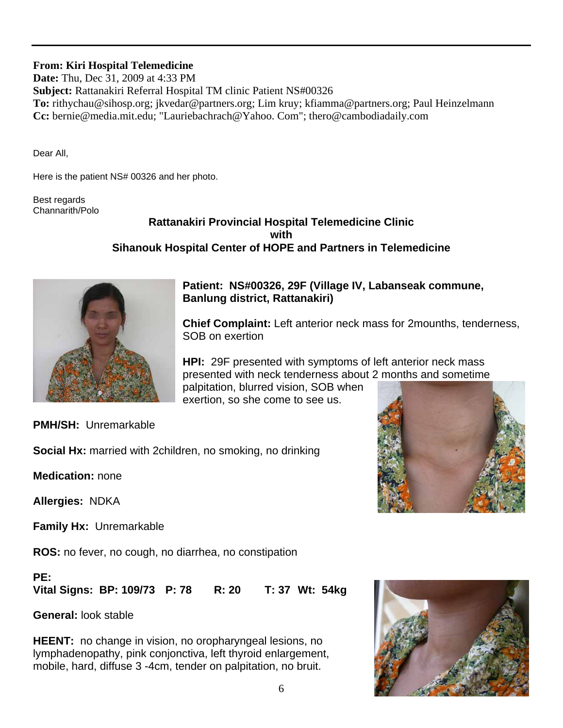**From:** Kiri Hospital Telemedicine
**Date:** Thu, Dec 31, 2009 at 4:33 PM
**Subject:** Rattanakiri Referral Hospital TM clinic Patient NS#00326
**To:** rithychau@sihosp.org; jkvedar@partners.org; Lim kruy; kfiamma@partners.org; Paul Heinzelmann
**Cc:** bernie@media.mit.edu; "Lauriebachrach@Yahoo. Com"; thero@cambodiadaily.com

Dear All,

Here is the patient NS# 00326 and her photo.

Best regards
Channarith/Polo

**Rattanakiri Provincial Hospital Telemedicine Clinic
with
Sihanouk Hospital Center of HOPE and Partners in Telemedicine**

**Patient: NS#00326, 29F (Village IV, Labanseak commune, Banlung district, Rattanakiri)**

**Chief Complaint:** Left anterior neck mass for 2mounths, tenderness, SOB on exertion

**HPI:** 29F presented with symptoms of left anterior neck mass presented with neck tenderness about 2 months and sometime palpitation, blurred vision, SOB when exertion, so she come to see us.

**PMH/SH:** Unremarkable

**Social Hx:** married with 2children, no smoking, no drinking

**Medication:** none

**Allergies:** NDKA

**Family Hx:** Unremarkable

**ROS:** no fever, no cough, no diarrhea, no constipation

**PE:**
**Vital Signs: BP: 109/73 P: 78 R: 20 T: 37 Wt: 54kg**

**General:** look stable

**HEENT:** no change in vision, no oropharyngeal lesions, no lymphadenopathy, pink conjonctiva, left thyroid enlargement, mobile, hard, diffuse 3 -4cm, tender on palpitation, no bruit.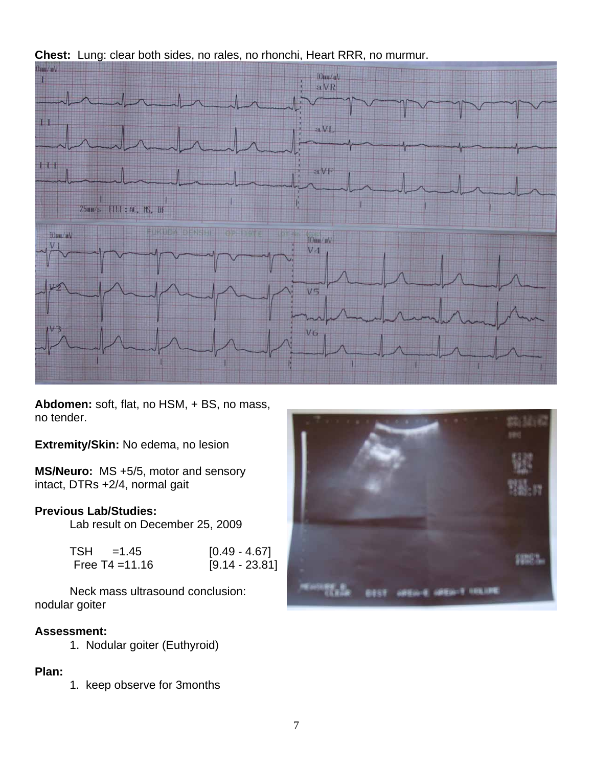**Chest:** Lung: clear both sides, no rales, no rhonchi, Heart RRR, no murmur.

**Abdomen:** soft, flat, no HSM, + BS, no mass, no tender.

**Extremity/Skin:** No edema, no lesion

**MS/Neuro:** MS +5/5, motor and sensory intact, DTRs +2/4, normal gait

**Previous Lab/Studies:**

Lab result on December 25, 2009

| | | |
|---|---|---|
| TSH | =1.45 | [0.49 - 4.67] |
| Free T4 | =11.16 | [9.14 - 23.81] |

Neck mass ultrasound conclusion: nodular goiter

**Assessment:**

1. Nodular goiter (Euthyroid)

**Plan:**

1. keep observe for 3months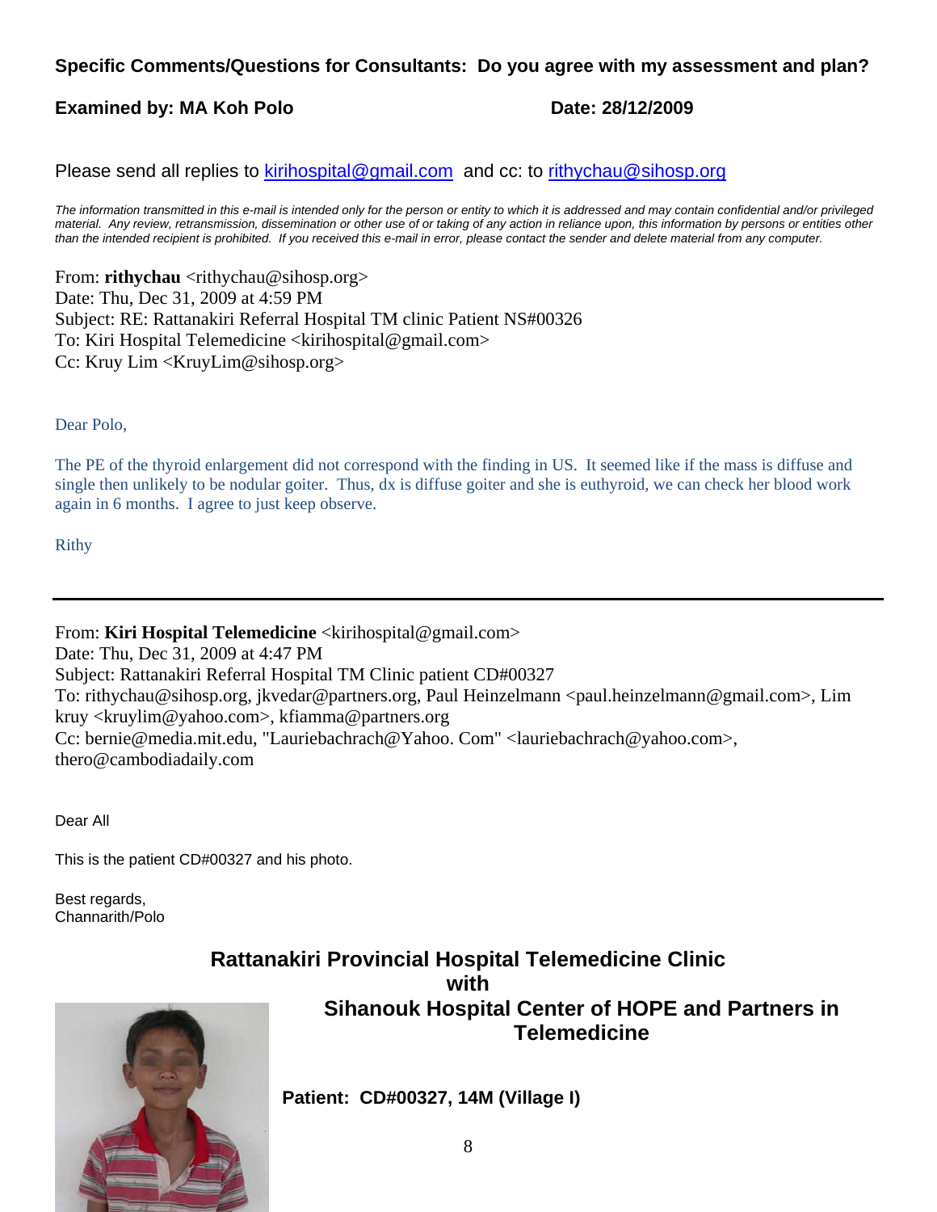**Specific Comments/Questions for Consultants: Do you agree with my assessment and plan?**

**Examined by: MA Koh Polo** **Date: 28/12/2009**

Please send all replies to kirihospital@gmail.com and cc: to rithychau@sihosp.org

*The information transmitted in this e-mail is intended only for the person or entity to which it is addressed and may contain confidential and/or privileged material. Any review, retransmission, dissemination or other use of or taking of any action in reliance upon, this information by persons or entities other than the intended recipient is prohibited. If you received this e-mail in error, please contact the sender and delete material from any computer.*

From: **rithychau** <rithychau@sihosp.org>
Date: Thu, Dec 31, 2009 at 4:59 PM
Subject: RE: Rattanakiri Referral Hospital TM clinic Patient NS#00326
To: Kiri Hospital Telemedicine <kirihospital@gmail.com>
Cc: Kruy Lim <KruyLim@sihosp.org>

Dear Polo,

The PE of the thyroid enlargement did not correspond with the finding in US. It seemed like if the mass is diffuse and single then unlikely to be nodular goiter. Thus, dx is diffuse goiter and she is euthyroid, we can check her blood work again in 6 months. I agree to just keep observe.

Rithy

---

From: **Kiri Hospital Telemedicine** <kirihospital@gmail.com>
Date: Thu, Dec 31, 2009 at 4:47 PM
Subject: Rattanakiri Referral Hospital TM Clinic patient CD#00327
To: rithychau@sihosp.org, jkvedar@partners.org, Paul Heinzelmann <paul.heinzelmann@gmail.com>, Lim kruy <kruylim@yahoo.com>, kfiamma@partners.org
Cc: bernie@media.mit.edu, "Lauriebachrach@Yahoo. Com" <lauriebachrach@yahoo.com>, thero@cambodiadaily.com

Dear All

This is the patient CD#00327 and his photo.

Best regards,
Channarith/Polo

## Rattanakiri Provincial Hospital Telemedicine Clinic with Sihanouk Hospital Center of HOPE and Partners in Telemedicine

**Patient: CD#00327, 14M (Village I)**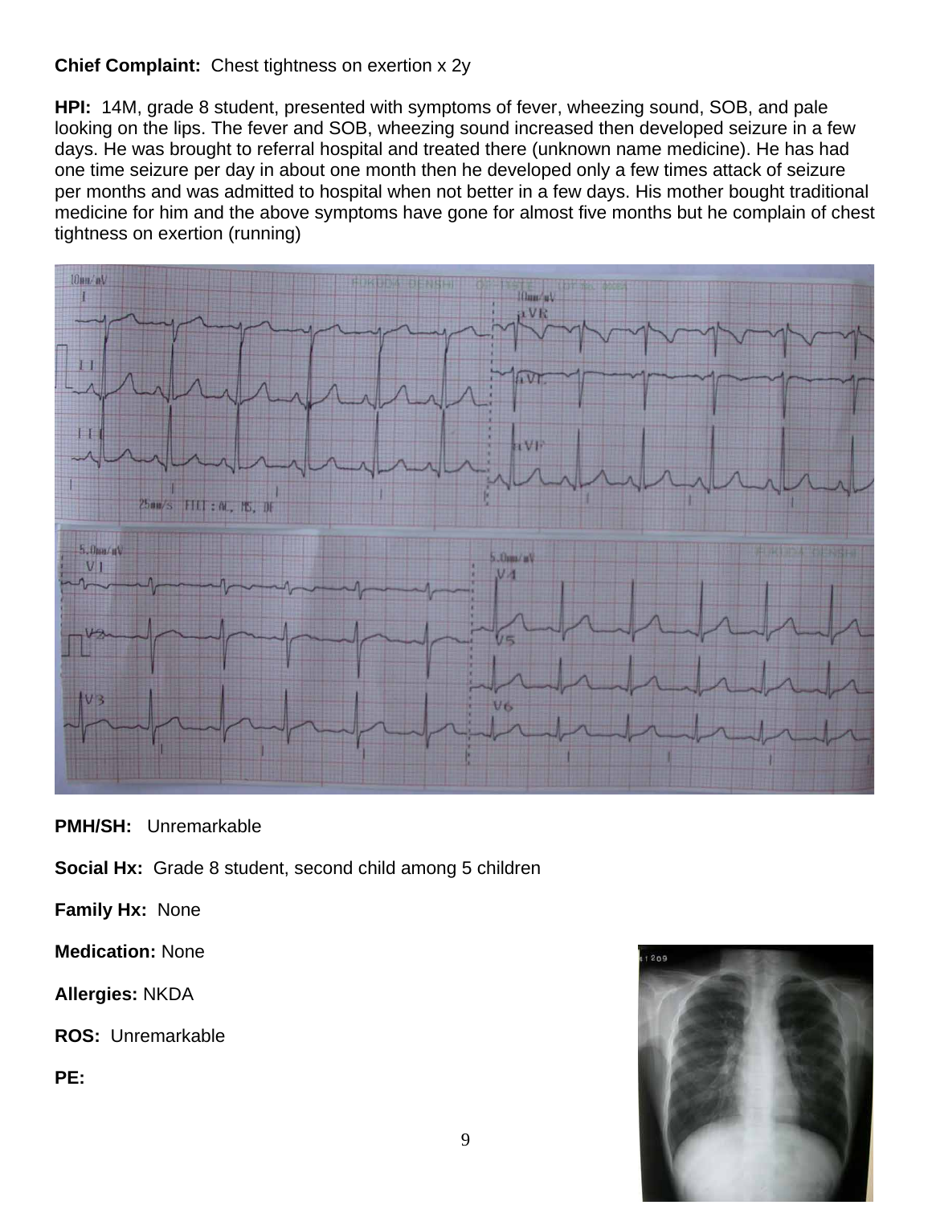**Chief Complaint:** Chest tightness on exertion x 2y

**HPI:** 14M, grade 8 student, presented with symptoms of fever, wheezing sound, SOB, and pale looking on the lips. The fever and SOB, wheezing sound increased then developed seizure in a few days. He was brought to referral hospital and treated there (unknown name medicine). He has had one time seizure per day in about one month then he developed only a few times attack of seizure per months and was admitted to hospital when not better in a few days. His mother bought traditional medicine for him and the above symptoms have gone for almost five months but he complain of chest tightness on exertion (running)

**PMH/SH:** Unremarkable

**Social Hx:** Grade 8 student, second child among 5 children

**Family Hx:** None

**Medication:** None

**Allergies:** NKDA

**ROS:** Unremarkable

**PE:**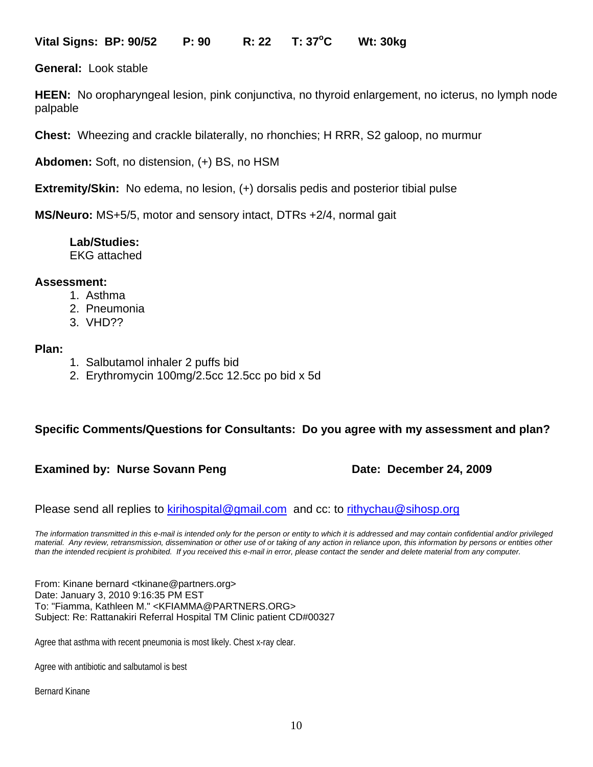**Vital Signs: BP: 90/52 P: 90 R: 22 T: 37°C Wt: 30kg**

**General:** Look stable

**HEEN:** No oropharyngeal lesion, pink conjunctiva, no thyroid enlargement, no icterus, no lymph node palpable

**Chest:** Wheezing and crackle bilaterally, no rhonchies; H RRR, S2 galoop, no murmur

**Abdomen:** Soft, no distension, (+) BS, no HSM

**Extremity/Skin:** No edema, no lesion, (+) dorsalis pedis and posterior tibial pulse

**MS/Neuro:** MS+5/5, motor and sensory intact, DTRs +2/4, normal gait

**Lab/Studies:**
EKG attached

**Assessment:**

1. Asthma
2. Pneumonia
3. VHD??

**Plan:**

1. Salbutamol inhaler 2 puffs bid
2. Erythromycin 100mg/2.5cc 12.5cc po bid x 5d

**Specific Comments/Questions for Consultants: Do you agree with my assessment and plan?**

**Examined by: Nurse Sovann Peng** **Date: December 24, 2009**

Please send all replies to kirihospital@gmail.com and cc: to rithychau@sihosp.org

*The information transmitted in this e-mail is intended only for the person or entity to which it is addressed and may contain confidential and/or privileged material. Any review, retransmission, dissemination or other use of or taking of any action in reliance upon, this information by persons or entities other than the intended recipient is prohibited. If you received this e-mail in error, please contact the sender and delete material from any computer.*

From: Kinane bernard <tkinane@partners.org>
Date: January 3, 2010 9:16:35 PM EST
To: "Fiamma, Kathleen M." <KFIAMMA@PARTNERS.ORG>
Subject: Re: Rattanakiri Referral Hospital TM Clinic patient CD#00327

Agree that asthma with recent pneumonia is most likely. Chest x-ray clear.

Agree with antibiotic and salbutamol is best

Bernard Kinane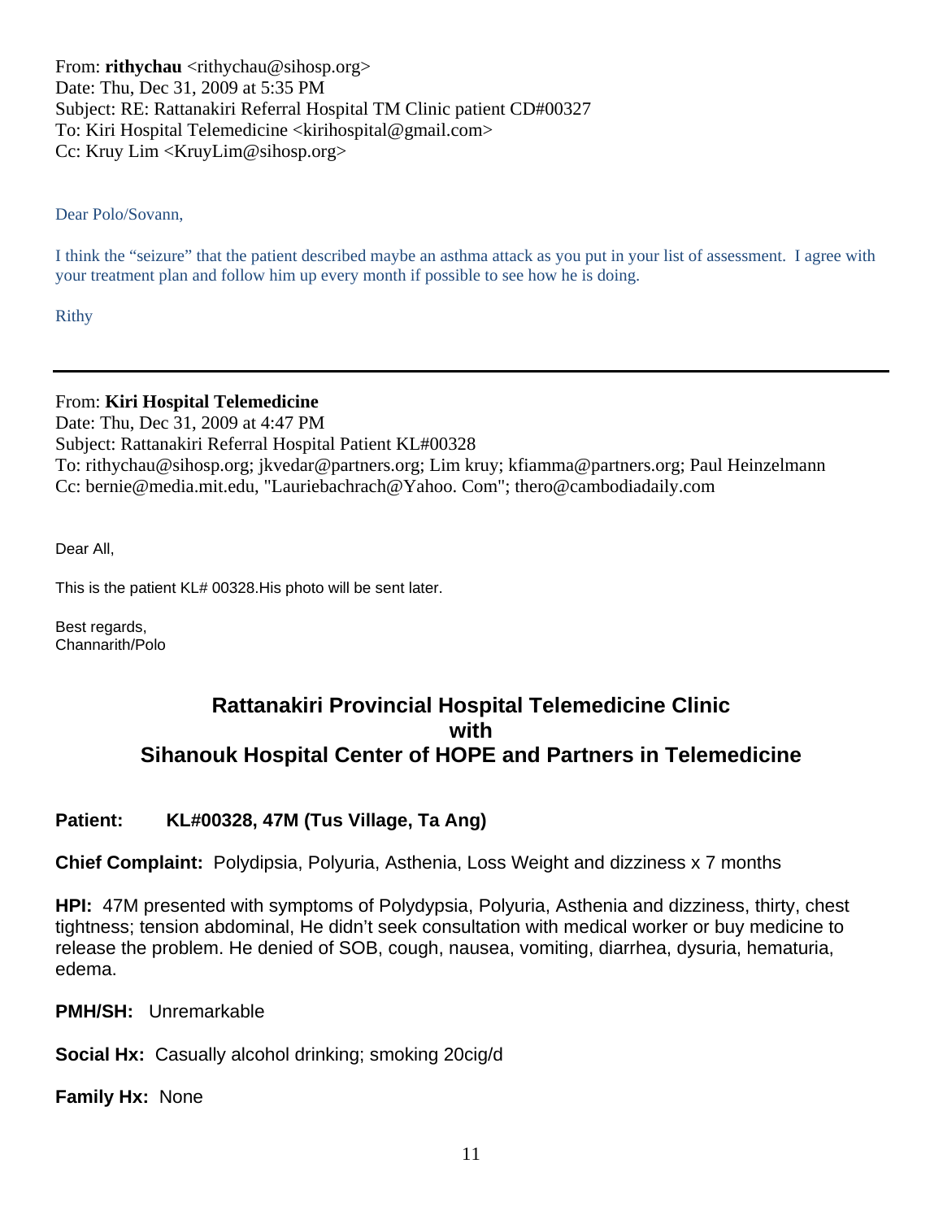From: **rithychau** <rithychau@sihosp.org>
Date: Thu, Dec 31, 2009 at 5:35 PM
Subject: RE: Rattanakiri Referral Hospital TM Clinic patient CD#00327
To: Kiri Hospital Telemedicine <kirihospital@gmail.com>
Cc: Kruy Lim <KruyLim@sihosp.org>

Dear Polo/Sovann,

I think the "seizure" that the patient described maybe an asthma attack as you put in your list of assessment. I agree with your treatment plan and follow him up every month if possible to see how he is doing.

Rithy

---

From: **Kiri Hospital Telemedicine**
Date: Thu, Dec 31, 2009 at 4:47 PM
Subject: Rattanakiri Referral Hospital Patient KL#00328
To: rithychau@sihosp.org; jkvedar@partners.org; Lim kruy; kfiamma@partners.org; Paul Heinzelmann
Cc: bernie@media.mit.edu, "Lauriebachrach@Yahoo. Com"; thero@cambodiadaily.com

Dear All,

This is the patient KL# 00328.His photo will be sent later.

Best regards,
Channarith/Polo

## Rattanakiri Provincial Hospital Telemedicine Clinic with Sihanouk Hospital Center of HOPE and Partners in Telemedicine

**Patient: KL#00328, 47M (Tus Village, Ta Ang)**

**Chief Complaint:** Polydipsia, Polyuria, Asthenia, Loss Weight and dizziness x 7 months

**HPI:** 47M presented with symptoms of Polydypsia, Polyuria, Asthenia and dizziness, thirty, chest tightness; tension abdominal, He didn't seek consultation with medical worker or buy medicine to release the problem. He denied of SOB, cough, nausea, vomiting, diarrhea, dysuria, hematuria, edema.

**PMH/SH:** Unremarkable

**Social Hx:** Casually alcohol drinking; smoking 20cig/d

**Family Hx:** None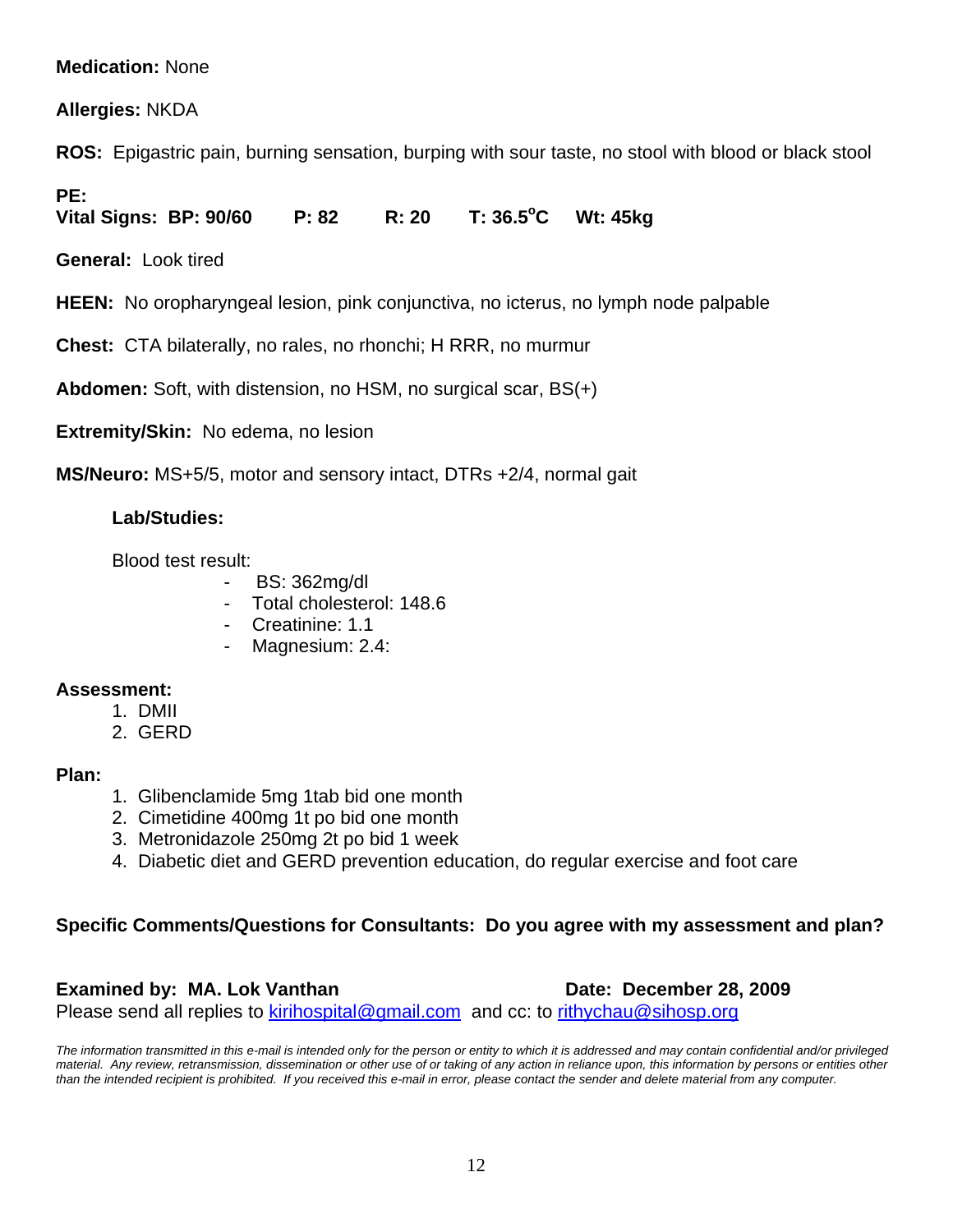**Medication:** None

**Allergies:** NKDA

**ROS:** Epigastric pain, burning sensation, burping with sour taste, no stool with blood or black stool

**PE:**
**Vital Signs: BP: 90/60 P: 82 R: 20 T: 36.5$^{o}$C Wt: 45kg**

**General:** Look tired

**HEEN:** No oropharyngeal lesion, pink conjunctiva, no icterus, no lymph node palpable

**Chest:** CTA bilaterally, no rales, no rhonchi; H RRR, no murmur

**Abdomen:** Soft, with distension, no HSM, no surgical scar, BS(+)

**Extremity/Skin:** No edema, no lesion

**MS/Neuro:** MS+5/5, motor and sensory intact, DTRs +2/4, normal gait

**Lab/Studies:**

Blood test result:

- BS: 362mg/dl
- Total cholesterol: 148.6
- Creatinine: 1.1
- Magnesium: 2.4:

**Assessment:**

1. DMII
2. GERD

**Plan:**

1. Glibenclamide 5mg 1tab bid one month
2. Cimetidine 400mg 1t po bid one month
3. Metronidazole 250mg 2t po bid 1 week
4. Diabetic diet and GERD prevention education, do regular exercise and foot care

**Specific Comments/Questions for Consultants: Do you agree with my assessment and plan?**

**Examined by: MA. Lok Vanthan** **Date: December 28, 2009**
Please send all replies to kirihospital@gmail.com and cc: to rithychau@sihosp.org

*The information transmitted in this e-mail is intended only for the person or entity to which it is addressed and may contain confidential and/or privileged material. Any review, retransmission, dissemination or other use of or taking of any action in reliance upon, this information by persons or entities other than the intended recipient is prohibited. If you received this e-mail in error, please contact the sender and delete material from any computer.*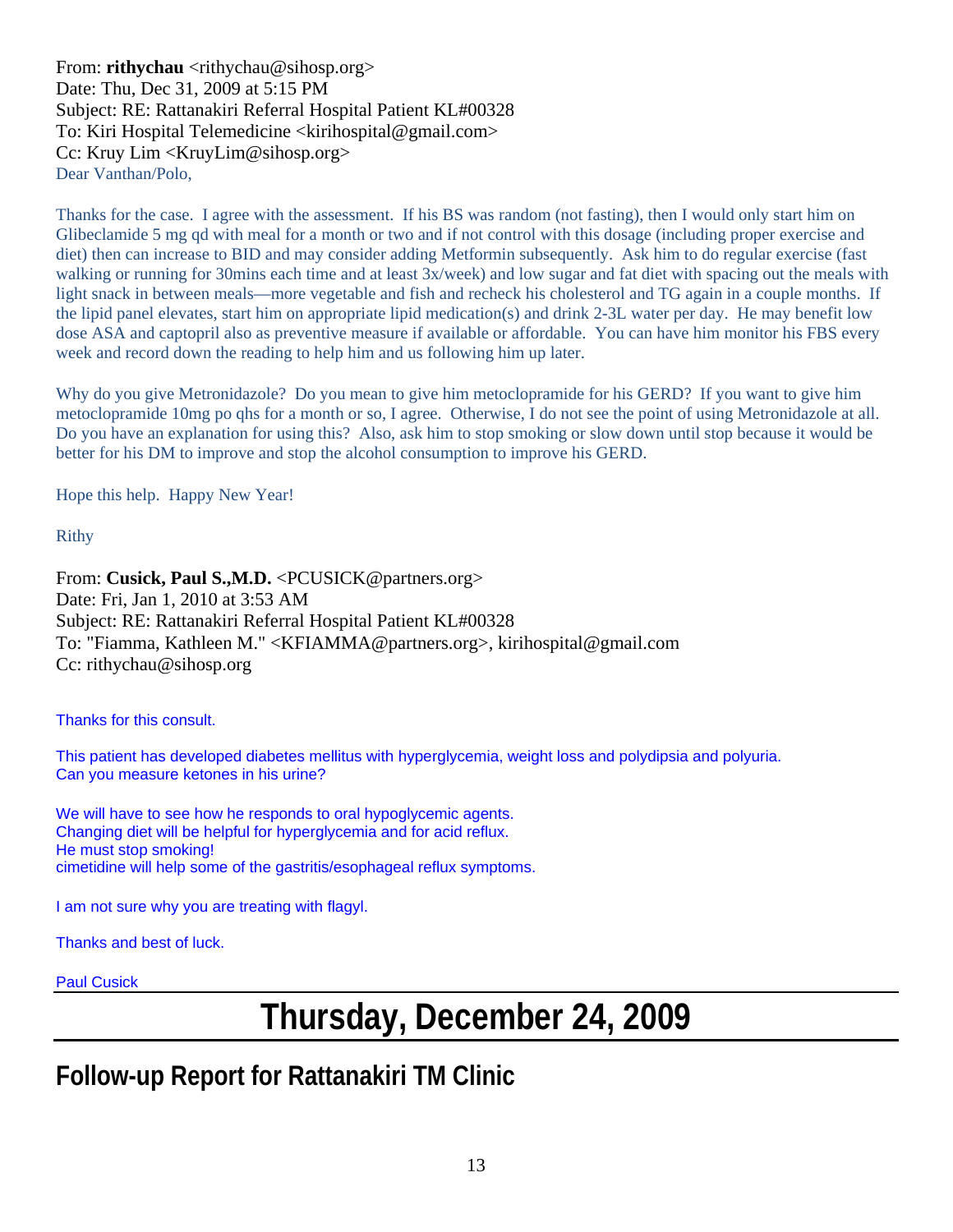From: **rithychau** <rithychau@sihosp.org>
Date: Thu, Dec 31, 2009 at 5:15 PM
Subject: RE: Rattanakiri Referral Hospital Patient KL#00328
To: Kiri Hospital Telemedicine <kirihospital@gmail.com>
Cc: Kruy Lim <KruyLim@sihosp.org>

Dear Vanthan/Polo,

Thanks for the case. I agree with the assessment. If his BS was random (not fasting), then I would only start him on Glibeclamide 5 mg qd with meal for a month or two and if not control with this dosage (including proper exercise and diet) then can increase to BID and may consider adding Metformin subsequently. Ask him to do regular exercise (fast walking or running for 30mins each time and at least 3x/week) and low sugar and fat diet with spacing out the meals with light snack in between meals—more vegetable and fish and recheck his cholesterol and TG again in a couple months. If the lipid panel elevates, start him on appropriate lipid medication(s) and drink 2-3L water per day. He may benefit low dose ASA and captopril also as preventive measure if available or affordable. You can have him monitor his FBS every week and record down the reading to help him and us following him up later.

Why do you give Metronidazole? Do you mean to give him metoclopramide for his GERD? If you want to give him metoclopramide 10mg po qhs for a month or so, I agree. Otherwise, I do not see the point of using Metronidazole at all. Do you have an explanation for using this? Also, ask him to stop smoking or slow down until stop because it would be better for his DM to improve and stop the alcohol consumption to improve his GERD.

Hope this help. Happy New Year!

Rithy

From: **Cusick, Paul S.,M.D.** <PCUSICK@partners.org>
Date: Fri, Jan 1, 2010 at 3:53 AM
Subject: RE: Rattanakiri Referral Hospital Patient KL#00328
To: "Fiamma, Kathleen M." <KFIAMMA@partners.org>, kirihospital@gmail.com
Cc: rithychau@sihosp.org

Thanks for this consult.

This patient has developed diabetes mellitus with hyperglycemia, weight loss and polydipsia and polyuria.
Can you measure ketones in his urine?

We will have to see how he responds to oral hypoglycemic agents.
Changing diet will be helpful for hyperglycemia and for acid reflux.
He must stop smoking!
cimetidine will help some of the gastritis/esophageal reflux symptoms.

I am not sure why you are treating with flagyl.

Thanks and best of luck.

Paul Cusick

# Thursday, December 24, 2009

## Follow-up Report for Rattanakiri TM Clinic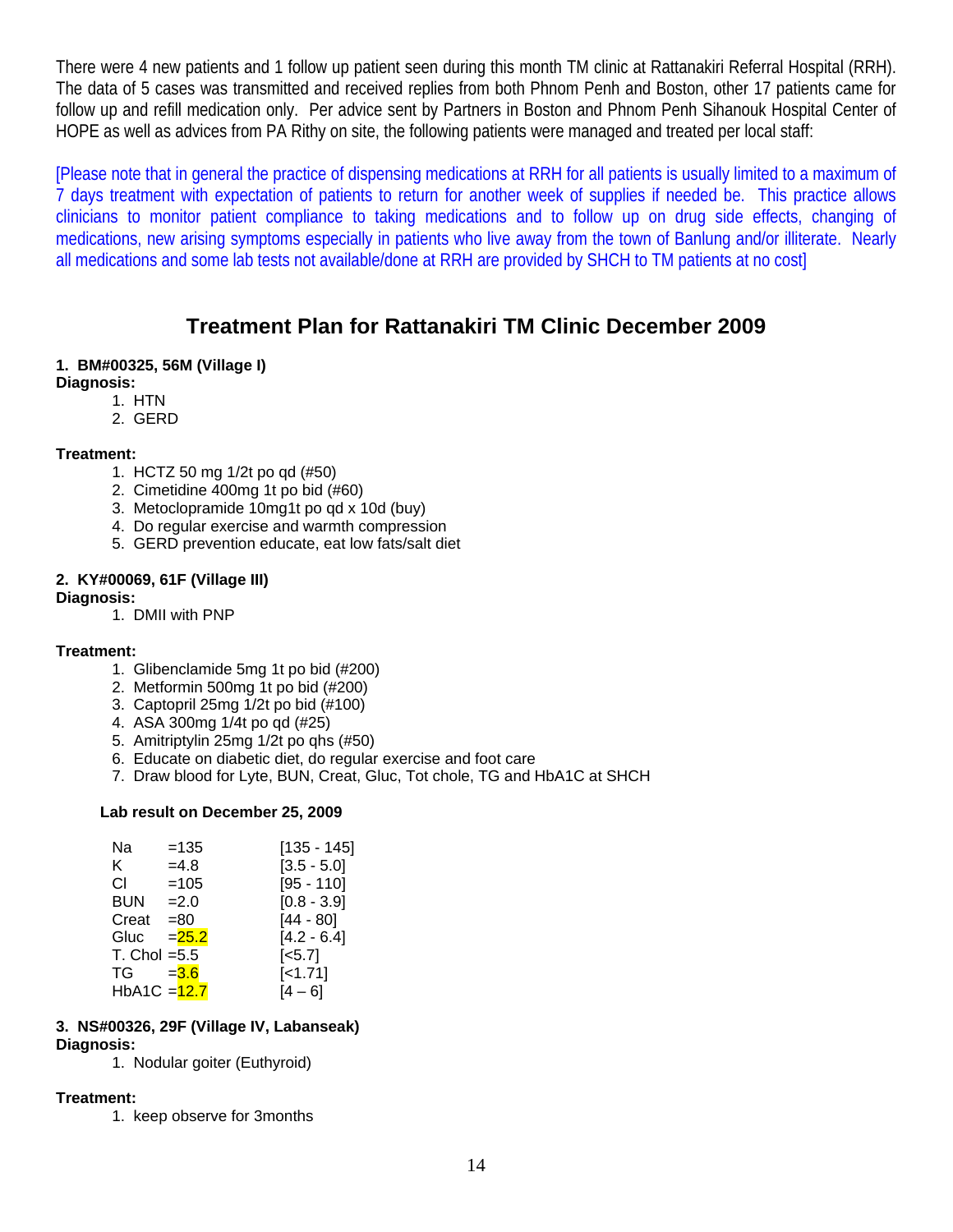There were 4 new patients and 1 follow up patient seen during this month TM clinic at Rattanakiri Referral Hospital (RRH). The data of 5 cases was transmitted and received replies from both Phnom Penh and Boston, other 17 patients came for follow up and refill medication only. Per advice sent by Partners in Boston and Phnom Penh Sihanouk Hospital Center of HOPE as well as advices from PA Rithy on site, the following patients were managed and treated per local staff:

[Please note that in general the practice of dispensing medications at RRH for all patients is usually limited to a maximum of 7 days treatment with expectation of patients to return for another week of supplies if needed be. This practice allows clinicians to monitor patient compliance to taking medications and to follow up on drug side effects, changing of medications, new arising symptoms especially in patients who live away from the town of Banlung and/or illiterate. Nearly all medications and some lab tests not available/done at RRH are provided by SHCH to TM patients at no cost]

## Treatment Plan for Rattanakiri TM Clinic December 2009

### 1. BM#00325, 56M (Village I)

**Diagnosis:**

1. HTN
2. GERD

**Treatment:**

1. HCTZ 50 mg 1/2t po qd (#50)
2. Cimetidine 400mg 1t po bid (#60)
3. Metoclopramide 10mg1t po qd x 10d (buy)
4. Do regular exercise and warmth compression
5. GERD prevention educate, eat low fats/salt diet

### 2. KY#00069, 61F (Village III)

**Diagnosis:**

1. DMII with PNP

**Treatment:**

1. Glibenclamide 5mg 1t po bid (#200)
2. Metformin 500mg 1t po bid (#200)
3. Captopril 25mg 1/2t po bid (#100)
4. ASA 300mg 1/4t po qd (#25)
5. Amitriptylin 25mg 1/2t po qhs (#50)
6. Educate on diabetic diet, do regular exercise and foot care
7. Draw blood for Lyte, BUN, Creat, Gluc, Tot chole, TG and HbA1C at SHCH

**Lab result on December 25, 2009**

| Test | Result | Normal range |
|---|---|---|
| Na | =135 | [135 - 145] |
| K | =4.8 | [3.5 - 5.0] |
| Cl | =105 | [95 - 110] |
| BUN | =2.0 | [0.8 - 3.9] |
| Creat | =80 | [44 - 80] |
| Gluc | =25.2 | [4.2 - 6.4] |
| T. Chol | =5.5 | [<5.7] |
| TG | =3.6 | [<1.71] |
| HbA1C | =12.7 | [4 – 6] |

### 3. NS#00326, 29F (Village IV, Labanseak)

**Diagnosis:**

1. Nodular goiter (Euthyroid)

**Treatment:**

1. keep observe for 3months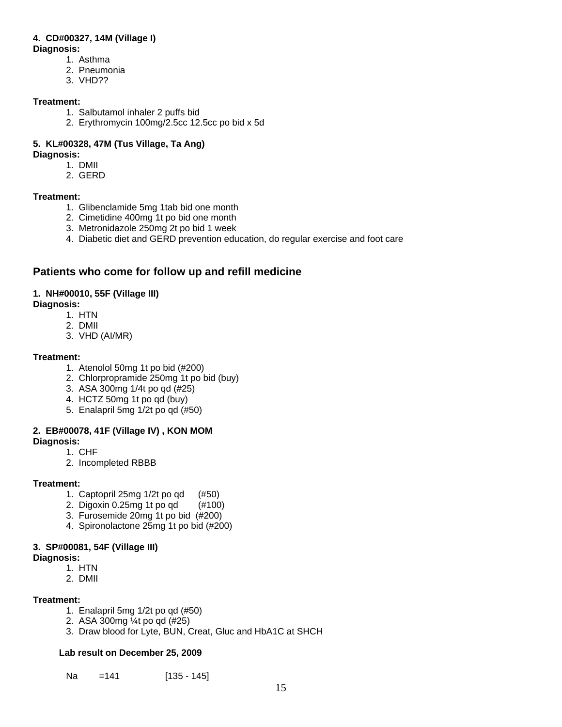**4. CD#00327, 14M (Village I)**
**Diagnosis:**

1. Asthma
2. Pneumonia
3. VHD??

**Treatment:**

1. Salbutamol inhaler 2 puffs bid
2. Erythromycin 100mg/2.5cc 12.5cc po bid x 5d

**5. KL#00328, 47M (Tus Village, Ta Ang)**
**Diagnosis:**

1. DMII
2. GERD

**Treatment:**

1. Glibenclamide 5mg 1tab bid one month
2. Cimetidine 400mg 1t po bid one month
3. Metronidazole 250mg 2t po bid 1 week
4. Diabetic diet and GERD prevention education, do regular exercise and foot care

## Patients who come for follow up and refill medicine

**1. NH#00010, 55F (Village III)**
**Diagnosis:**

1. HTN
2. DMII
3. VHD (AI/MR)

**Treatment:**

1. Atenolol 50mg 1t po bid (#200)
2. Chlorpropramide 250mg 1t po bid (buy)
3. ASA 300mg 1/4t po qd (#25)
4. HCTZ 50mg 1t po qd (buy)
5. Enalapril 5mg 1/2t po qd (#50)

**2. EB#00078, 41F (Village IV) , KON MOM**
**Diagnosis:**

1. CHF
2. Incompleted RBBB

**Treatment:**

1. Captopril 25mg 1/2t po qd (#50)
2. Digoxin 0.25mg 1t po qd (#100)
3. Furosemide 20mg 1t po bid (#200)
4. Spironolactone 25mg 1t po bid (#200)

**3. SP#00081, 54F (Village III)**
**Diagnosis:**

1. HTN
2. DMII

**Treatment:**

1. Enalapril 5mg 1/2t po qd (#50)
2. ASA 300mg ¼t po qd (#25)
3. Draw blood for Lyte, BUN, Creat, Gluc and HbA1C at SHCH

**Lab result on December 25, 2009**

| | | |
|---|---|---|
| Na | =141 | [135 - 145] |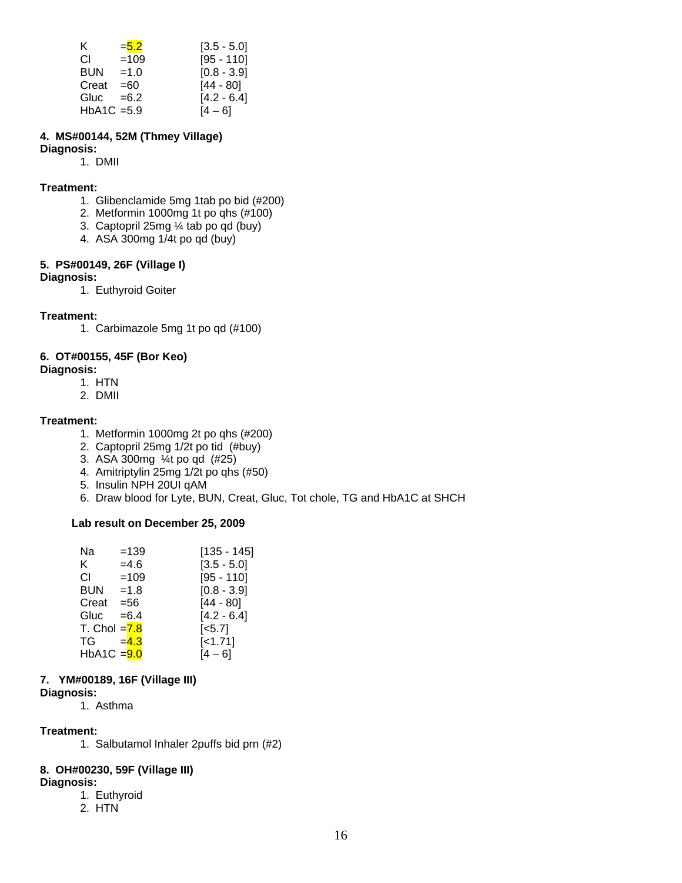| | | |
|---|---|---|
| K | =5.2 | [3.5 - 5.0] |
| Cl | =109 | [95 - 110] |
| BUN | =1.0 | [0.8 - 3.9] |
| Creat | =60 | [44 - 80] |
| Gluc | =6.2 | [4.2 - 6.4] |
| HbA1C | =5.9 | [4 – 6] |

**4. MS#00144, 52M (Thmey Village)**

**Diagnosis:**

1. DMII

**Treatment:**

1. Glibenclamide 5mg 1tab po bid (#200)
2. Metformin 1000mg 1t po qhs (#100)
3. Captopril 25mg ¼ tab po qd (buy)
4. ASA 300mg 1/4t po qd (buy)

**5. PS#00149, 26F (Village I)**

**Diagnosis:**

1. Euthyroid Goiter

**Treatment:**

1. Carbimazole 5mg 1t po qd (#100)

**6. OT#00155, 45F (Bor Keo)**

**Diagnosis:**

1. HTN
2. DMII

**Treatment:**

1. Metformin 1000mg 2t po qhs (#200)
2. Captopril 25mg 1/2t po tid (#buy)
3. ASA 300mg ¼t po qd (#25)
4. Amitriptylin 25mg 1/2t po qhs (#50)
5. Insulin NPH 20UI qAM
6. Draw blood for Lyte, BUN, Creat, Gluc, Tot chole, TG and HbA1C at SHCH

**Lab result on December 25, 2009**

| | | |
|---|---|---|
| Na | =139 | [135 - 145] |
| K | =4.6 | [3.5 - 5.0] |
| Cl | =109 | [95 - 110] |
| BUN | =1.8 | [0.8 - 3.9] |
| Creat | =56 | [44 - 80] |
| Gluc | =6.4 | [4.2 - 6.4] |
| T. Chol | =7.8 | [<5.7] |
| TG | =4.3 | [<1.71] |
| HbA1C | =9.0 | [4 – 6] |

**7. YM#00189, 16F (Village III)**

**Diagnosis:**

1. Asthma

**Treatment:**

1. Salbutamol Inhaler 2puffs bid prn (#2)

**8. OH#00230, 59F (Village III)**

**Diagnosis:**

1. Euthyroid
2. HTN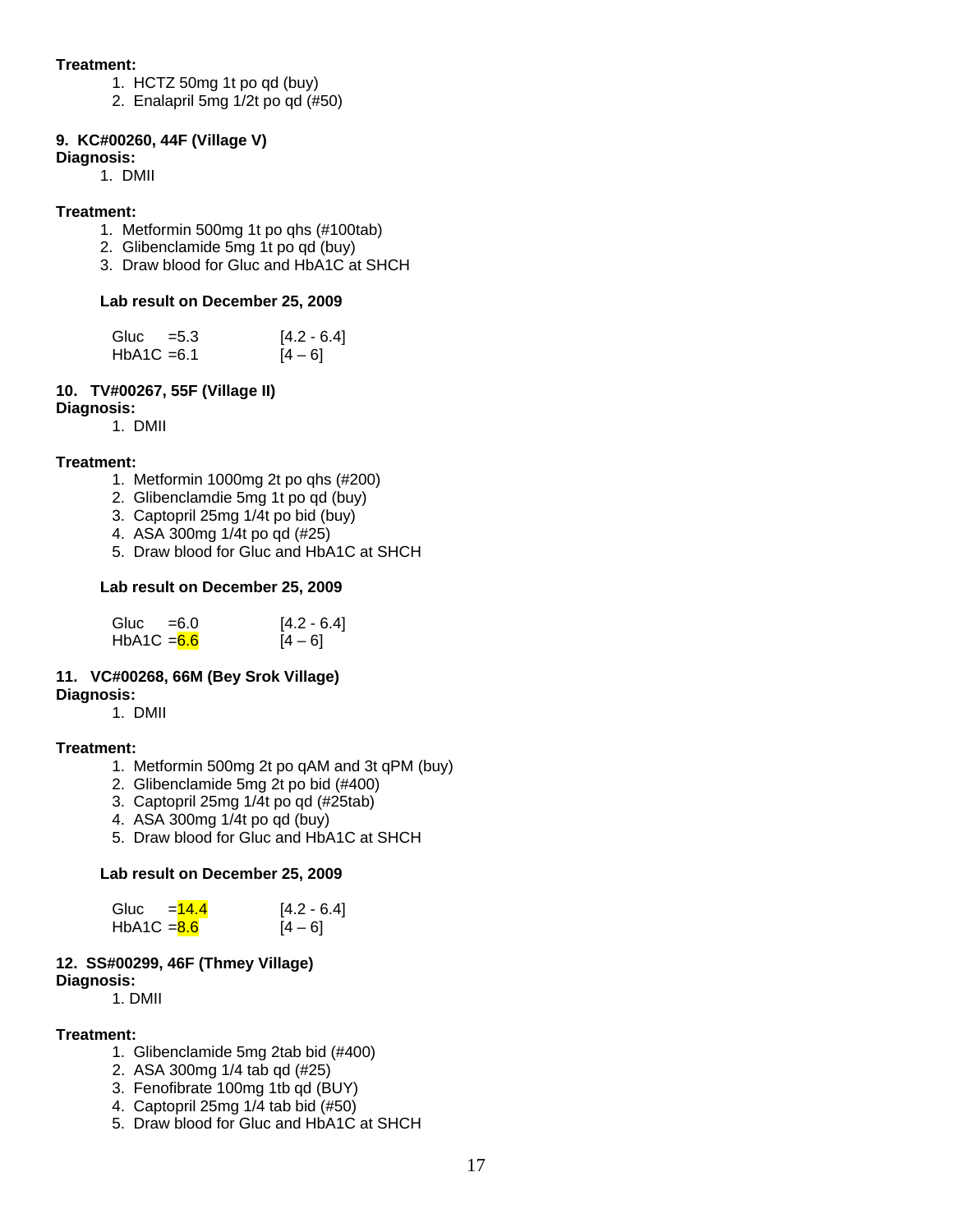**Treatment:**

1. HCTZ 50mg 1t po qd (buy)
2. Enalapril 5mg 1/2t po qd (#50)

**9. KC#00260, 44F (Village V)**

**Diagnosis:**

1. DMII

**Treatment:**

1. Metformin 500mg 1t po qhs (#100tab)
2. Glibenclamide 5mg 1t po qd (buy)
3. Draw blood for Gluc and HbA1C at SHCH

**Lab result on December 25, 2009**

| | | |
|---|---|---|
| Gluc | =5.3 | [4.2 - 6.4] |
| HbA1C | =6.1 | [4 – 6] |

**10. TV#00267, 55F (Village II)**

**Diagnosis:**

1. DMII

**Treatment:**

1. Metformin 1000mg 2t po qhs (#200)
2. Glibenclamdie 5mg 1t po qd (buy)
3. Captopril 25mg 1/4t po bid (buy)
4. ASA 300mg 1/4t po qd (#25)
5. Draw blood for Gluc and HbA1C at SHCH

**Lab result on December 25, 2009**

| | | |
|---|---|---|
| Gluc | =6.0 | [4.2 - 6.4] |
| HbA1C | =6.6 | [4 – 6] |

**11. VC#00268, 66M (Bey Srok Village)**

**Diagnosis:**

1. DMII

**Treatment:**

1. Metformin 500mg 2t po qAM and 3t qPM (buy)
2. Glibenclamide 5mg 2t po bid (#400)
3. Captopril 25mg 1/4t po qd (#25tab)
4. ASA 300mg 1/4t po qd (buy)
5. Draw blood for Gluc and HbA1C at SHCH

**Lab result on December 25, 2009**

| | | |
|---|---|---|
| Gluc | =14.4 | [4.2 - 6.4] |
| HbA1C | =8.6 | [4 – 6] |

**12. SS#00299, 46F (Thmey Village)**

**Diagnosis:**

1. DMII

**Treatment:**

1. Glibenclamide 5mg 2tab bid (#400)
2. ASA 300mg 1/4 tab qd (#25)
3. Fenofibrate 100mg 1tb qd (BUY)
4. Captopril 25mg 1/4 tab bid (#50)
5. Draw blood for Gluc and HbA1C at SHCH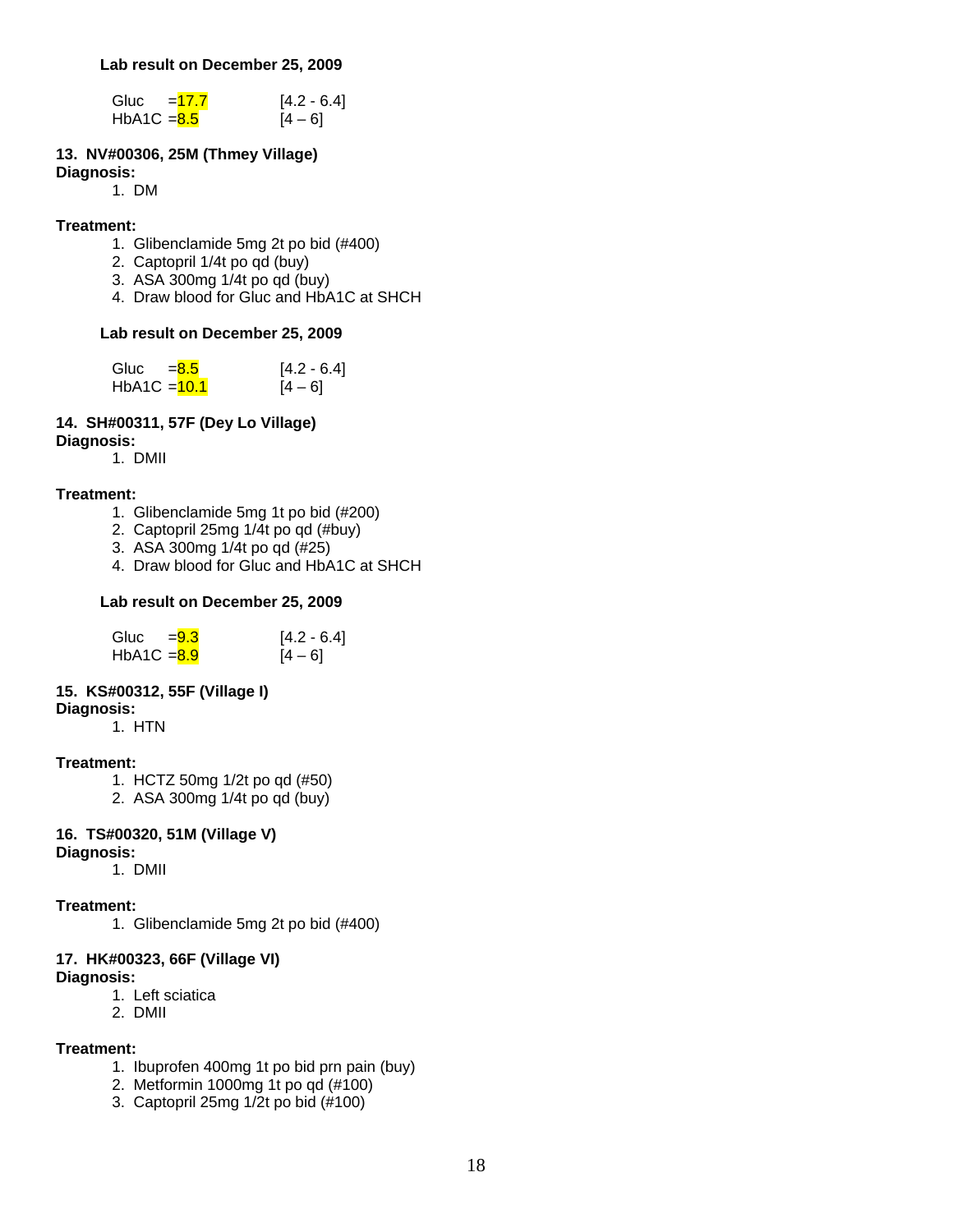**Lab result on December 25, 2009**

Gluc =17.7 [4.2 - 6.4]
HbA1C =8.5 [4 – 6]

**13. NV#00306, 25M (Thmey Village)**
**Diagnosis:**
1. DM

**Treatment:**
1. Glibenclamide 5mg 2t po bid (#400)
2. Captopril 1/4t po qd (buy)
3. ASA 300mg 1/4t po qd (buy)
4. Draw blood for Gluc and HbA1C at SHCH

**Lab result on December 25, 2009**

Gluc =8.5 [4.2 - 6.4]
HbA1C =10.1 [4 – 6]

**14. SH#00311, 57F (Dey Lo Village)**
**Diagnosis:**
1. DMII

**Treatment:**
1. Glibenclamide 5mg 1t po bid (#200)
2. Captopril 25mg 1/4t po qd (#buy)
3. ASA 300mg 1/4t po qd (#25)
4. Draw blood for Gluc and HbA1C at SHCH

**Lab result on December 25, 2009**

Gluc =9.3 [4.2 - 6.4]
HbA1C =8.9 [4 – 6]

**15. KS#00312, 55F (Village I)**
**Diagnosis:**
1. HTN

**Treatment:**
1. HCTZ 50mg 1/2t po qd (#50)
2. ASA 300mg 1/4t po qd (buy)

**16. TS#00320, 51M (Village V)**
**Diagnosis:**
1. DMII

**Treatment:**
1. Glibenclamide 5mg 2t po bid (#400)

**17. HK#00323, 66F (Village VI)**
**Diagnosis:**
1. Left sciatica
2. DMII

**Treatment:**
1. Ibuprofen 400mg 1t po bid prn pain (buy)
2. Metformin 1000mg 1t po qd (#100)
3. Captopril 25mg 1/2t po bid (#100)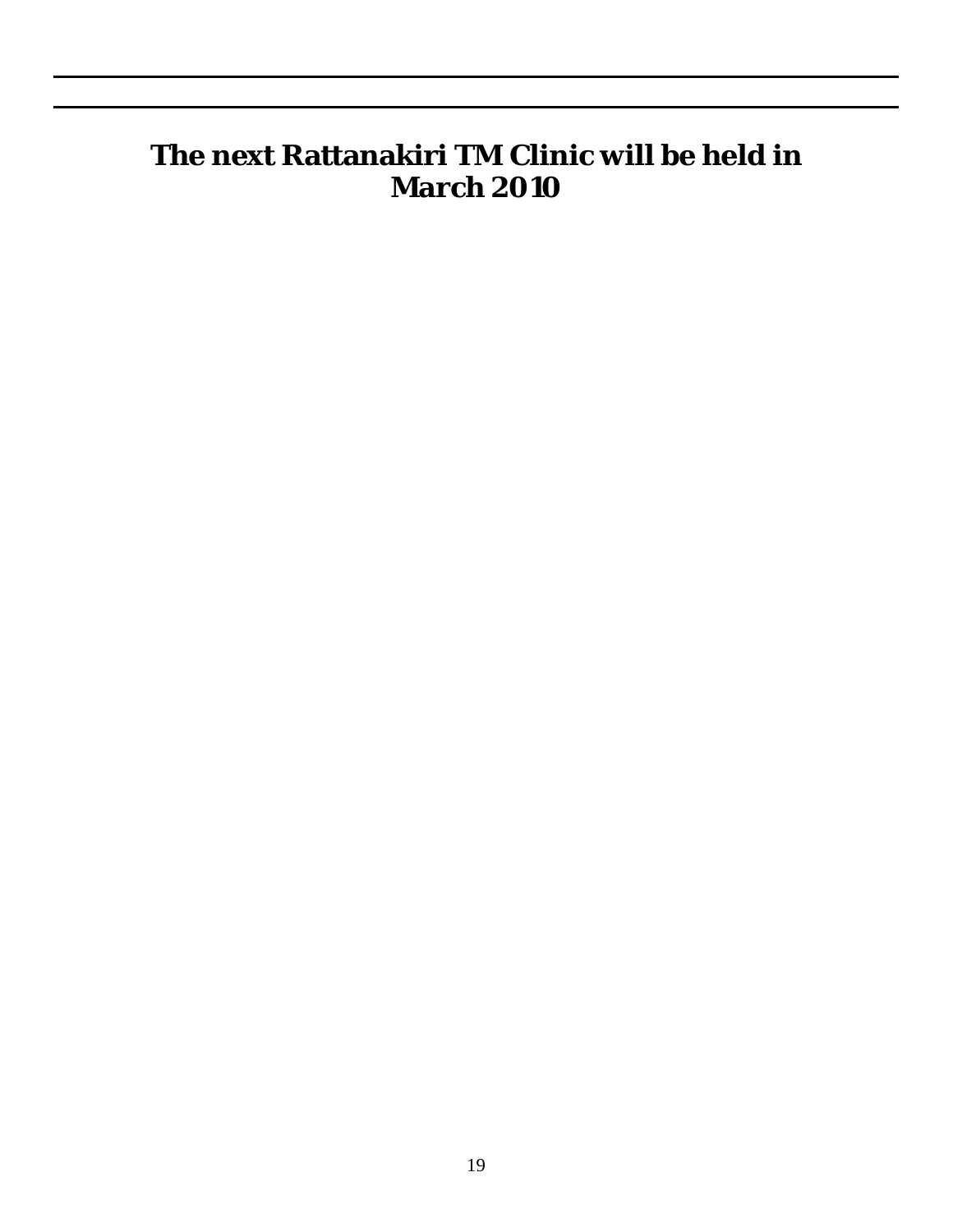**The next Rattanakiri TM Clinic will be held in March 2010**